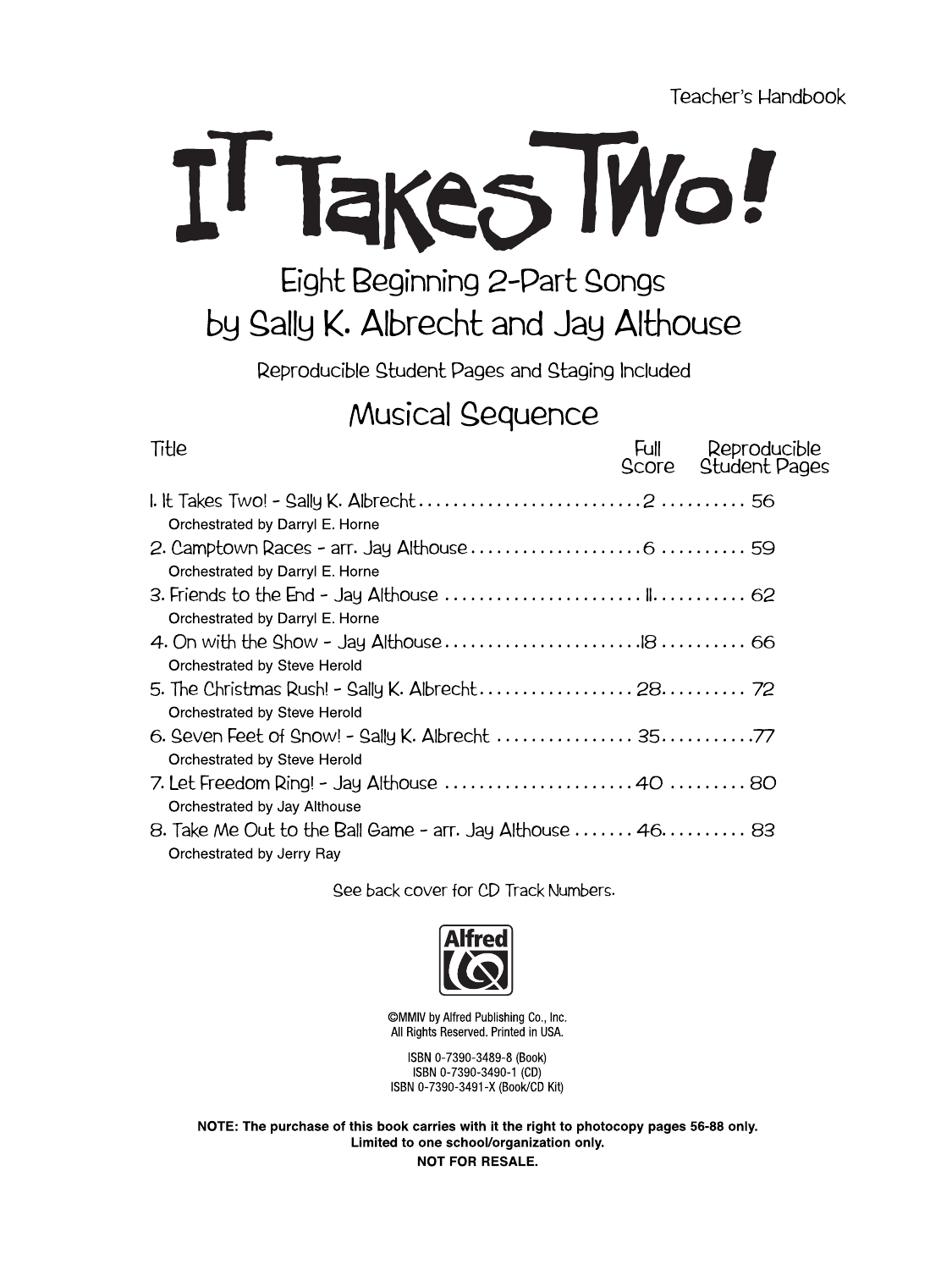Teacher's Handbook

# IT TAKES TWO!

## Eight Beginning 2-Part Songs
## by Sally K. Albrecht and Jay Althouse

Reproducible Student Pages and Staging Included

## Musical Sequence

| Title | Full Score | Reproducible Student Pages |
|---|---|---|
| 1. It Takes Two! - Sally K. Albrecht<br>Orchestrated by Darryl E. Horne | 2 | 56 |
| 2. Camptown Races - arr. Jay Althouse<br>Orchestrated by Darryl E. Horne | 6 | 59 |
| 3. Friends to the End - Jay Althouse<br>Orchestrated by Darryl E. Horne | 11 | 62 |
| 4. On with the Show - Jay Althouse<br>Orchestrated by Steve Herold | 18 | 66 |
| 5. The Christmas Rush! - Sally K. Albrecht<br>Orchestrated by Steve Herold | 28 | 72 |
| 6. Seven Feet of Snow! - Sally K. Albrecht<br>Orchestrated by Steve Herold | 35 | 77 |
| 7. Let Freedom Ring! - Jay Althouse<br>Orchestrated by Jay Althouse | 40 | 80 |
| 8. Take Me Out to the Ball Game - arr. Jay Althouse<br>Orchestrated by Jerry Ray | 46 | 83 |

See back cover for CD Track Numbers.

Alfred

©MMIV by Alfred Publishing Co., Inc.
All Rights Reserved. Printed in USA.

ISBN 0-7390-3489-8 (Book)
ISBN 0-7390-3490-1 (CD)
ISBN 0-7390-3491-X (Book/CD Kit)

**NOTE: The purchase of this book carries with it the right to photocopy pages 56-88 only.**
**Limited to one school/organization only.**
**NOT FOR RESALE.**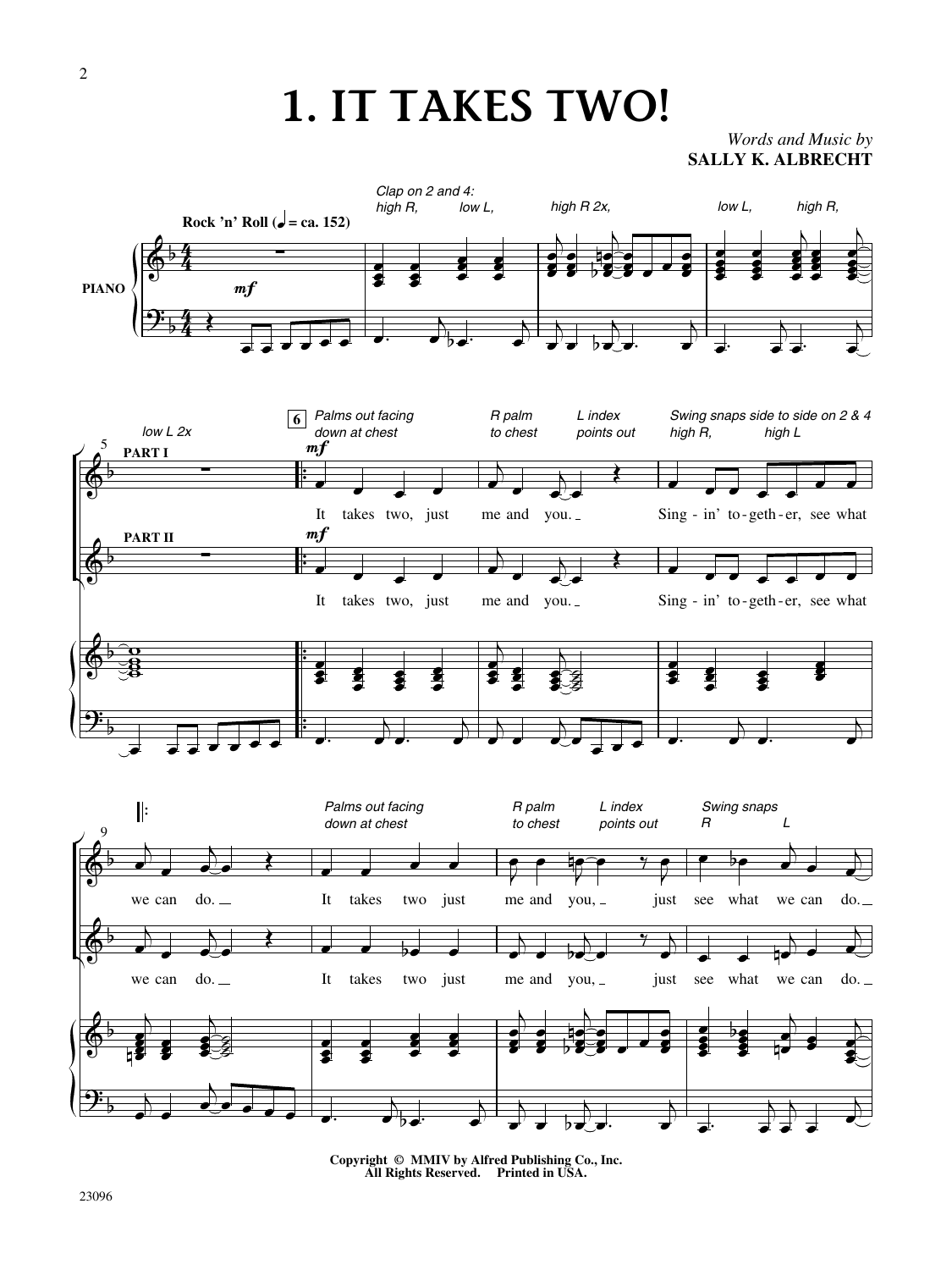# 1. IT TAKES TWO!

*Words and Music by*
**SALLY K. ALBRECHT**

**Rock 'n' Roll** (♩ = ca. 152)

*Clap on 2 and 4: high R, low L, high R 2x, low L, high R, low L 2x*

*Palms out facing down at chest* — *R palm to chest* — *L index points out* — *Swing snaps side to side on 2 & 4 high R, high L*

PART I: It takes two, just me and you. Sing-in' to-geth-er, see what we can do.

PART II: It takes two, just me and you. Sing-in' to-geth-er, see what we can do.

*Palms out facing down at chest* — *R palm to chest* — *L index points out* — *Swing snaps R L*

It takes two just me and you, just see what we can do.

Copyright © MMIV by Alfred Publishing Co., Inc.
All Rights Reserved. Printed in USA.

23096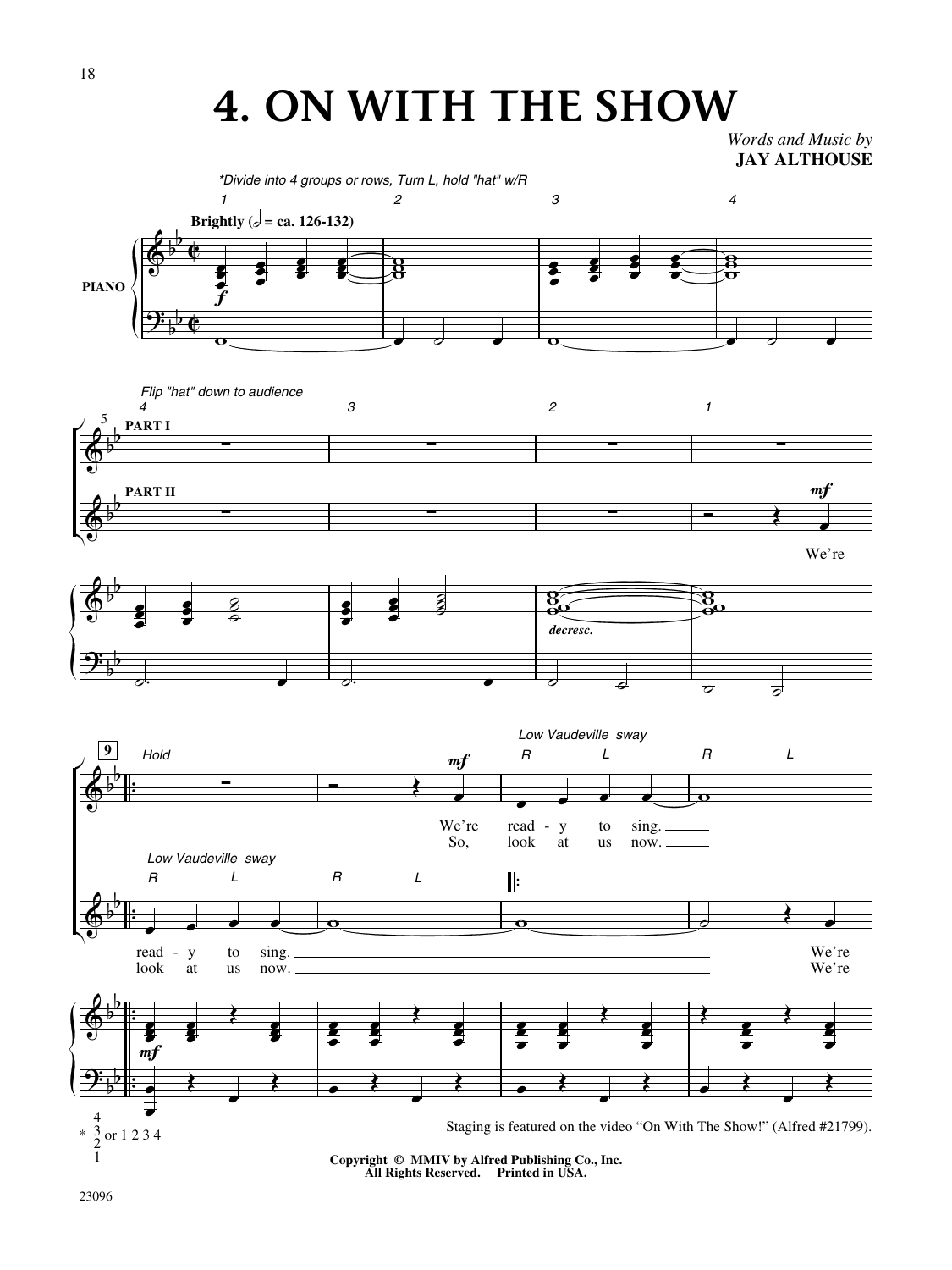# 4. ON WITH THE SHOW

*Words and Music by*
**JAY ALTHOUSE**

*Divide into 4 groups or rows, Turn L, hold "hat" w/R

**Brightly** (𝅗𝅥 = ca. 126-132)

PIANO

Flip "hat" down to audience

PART I

PART II

We're

Hold

Low Vaudeville sway

R L R L

We're read - y to sing.
So, look at us now.

Low Vaudeville sway

R L R L

read - y to sing.
look at us now.

We're
We're

decresc.

\* 4 3 2 1 or 1 2 3 4

Staging is featured on the video "On With The Show!" (Alfred #21799).

Copyright © MMIV by Alfred Publishing Co., Inc.
All Rights Reserved. Printed in USA.

23096